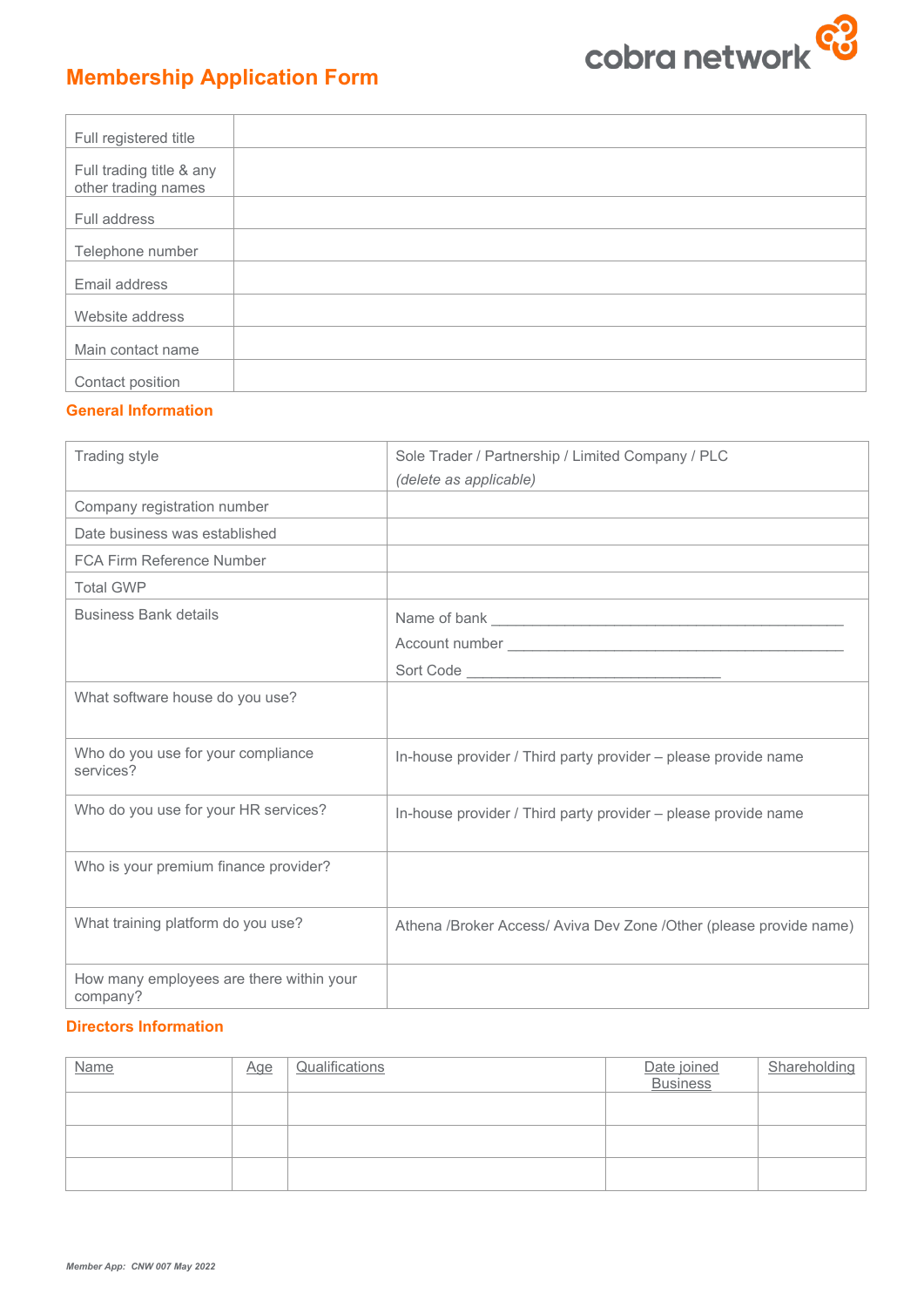cobra network

# Membership Application Form

| | |
|---|---|
| Full registered title | |
| Full trading title & any other trading names | |
| Full address | |
| Telephone number | |
| Email address | |
| Website address | |
| Main contact name | |
| Contact position | |

## General Information

| | |
|---|---|
| Trading style | Sole Trader / Partnership / Limited Company / PLC<br>*(delete as applicable)* |
| Company registration number | |
| Date business was established | |
| FCA Firm Reference Number | |
| Total GWP | |
| Business Bank details | Name of bank ______________________________<br>Account number ______________________________<br>Sort Code ______________________ |
| What software house do you use? | |
| Who do you use for your compliance services? | In-house provider / Third party provider – please provide name |
| Who do you use for your HR services? | In-house provider / Third party provider – please provide name |
| Who is your premium finance provider? | |
| What training platform do you use? | Athena /Broker Access/ Aviva Dev Zone /Other (please provide name) |
| How many employees are there within your company? | |

## Directors Information

| Name | Age | Qualifications | Date joined Business | Shareholding |
|---|---|---|---|---|
| | | | | |
| | | | | |
| | | | | |

*Member App: CNW 007 May 2022*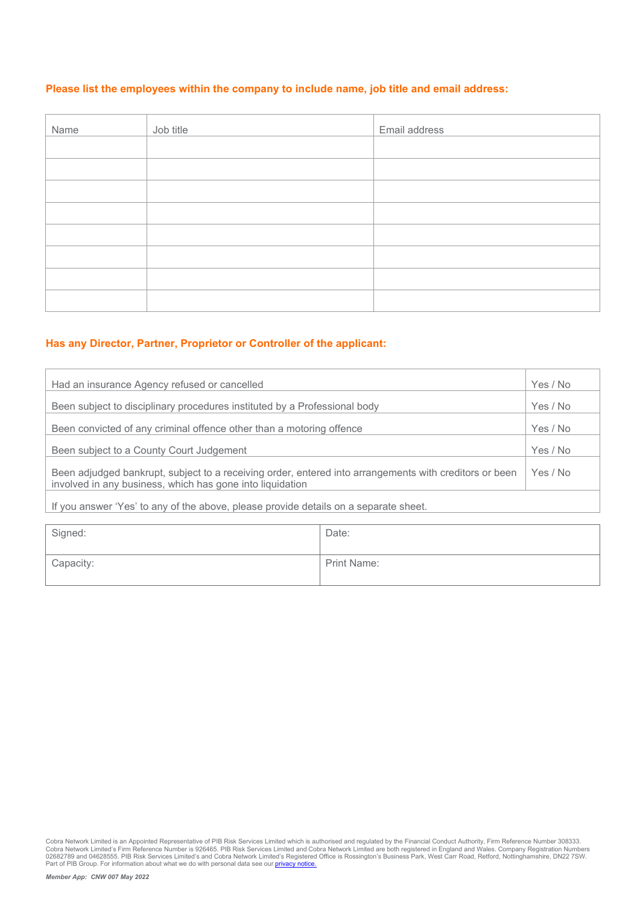**Please list the employees within the company to include name, job title and email address:**

| Name | Job title | Email address |
| --- | --- | --- |
| | | |
| | | |
| | | |
| | | |
| | | |
| | | |
| | | |
| | | |

**Has any Director, Partner, Proprietor or Controller of the applicant:**

| | |
| --- | --- |
| Had an insurance Agency refused or cancelled | Yes / No |
| Been subject to disciplinary procedures instituted by a Professional body | Yes / No |
| Been convicted of any criminal offence other than a motoring offence | Yes / No |
| Been subject to a County Court Judgement | Yes / No |
| Been adjudged bankrupt, subject to a receiving order, entered into arrangements with creditors or been involved in any business, which has gone into liquidation | Yes / No |
| If you answer 'Yes' to any of the above, please provide details on a separate sheet. | |

| | |
| --- | --- |
| Signed: | Date: |
| Capacity: | Print Name: |

Cobra Network Limited is an Appointed Representative of PIB Risk Services Limited which is authorised and regulated by the Financial Conduct Authority, Firm Reference Number 308333. Cobra Network Limited's Firm Reference Number is 926465. PIB Risk Services Limited and Cobra Network Limited are both registered in England and Wales. Company Registration Numbers 02682789 and 04628555. PIB Risk Services Limited's and Cobra Network Limited's Registered Office is Rossington's Business Park, West Carr Road, Retford, Nottinghamshire, DN22 7SW. Part of PIB Group. For information about what we do with personal data see our privacy notice.

*Member App: CNW 007 May 2022*